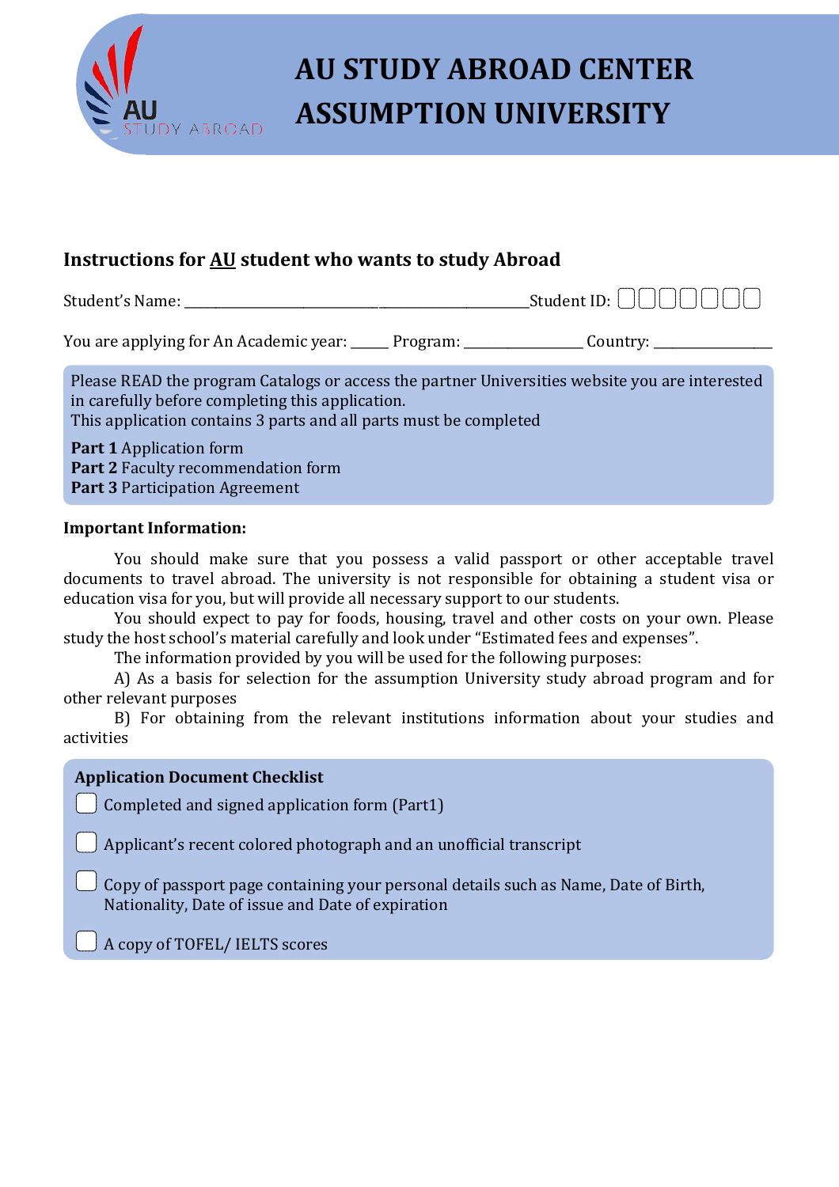# AU STUDY ABROAD CENTER
# ASSUMPTION UNIVERSITY

## Instructions for <u>AU</u> student who wants to study Abroad

Student's Name: ________________________________________________ Student ID: ☐☐☐☐☐☐☐

You are applying for An Academic year: _____ Program: ________________ Country: ________________

Please READ the program Catalogs or access the partner Universities website you are interested in carefully before completing this application.
This application contains 3 parts and all parts must be completed

**Part 1** Application form
**Part 2** Faculty recommendation form
**Part 3** Participation Agreement

**Important Information:**

You should make sure that you possess a valid passport or other acceptable travel documents to travel abroad. The university is not responsible for obtaining a student visa or education visa for you, but will provide all necessary support to our students.

You should expect to pay for foods, housing, travel and other costs on your own. Please study the host school's material carefully and look under "Estimated fees and expenses".

The information provided by you will be used for the following purposes:

A) As a basis for selection for the assumption University study abroad program and for other relevant purposes

B) For obtaining from the relevant institutions information about your studies and activities

**Application Document Checklist**

- ☐ Completed and signed application form (Part1)
- ☐ Applicant's recent colored photograph and an unofficial transcript
- ☐ Copy of passport page containing your personal details such as Name, Date of Birth, Nationality, Date of issue and Date of expiration
- ☐ A copy of TOFEL/ IELTS scores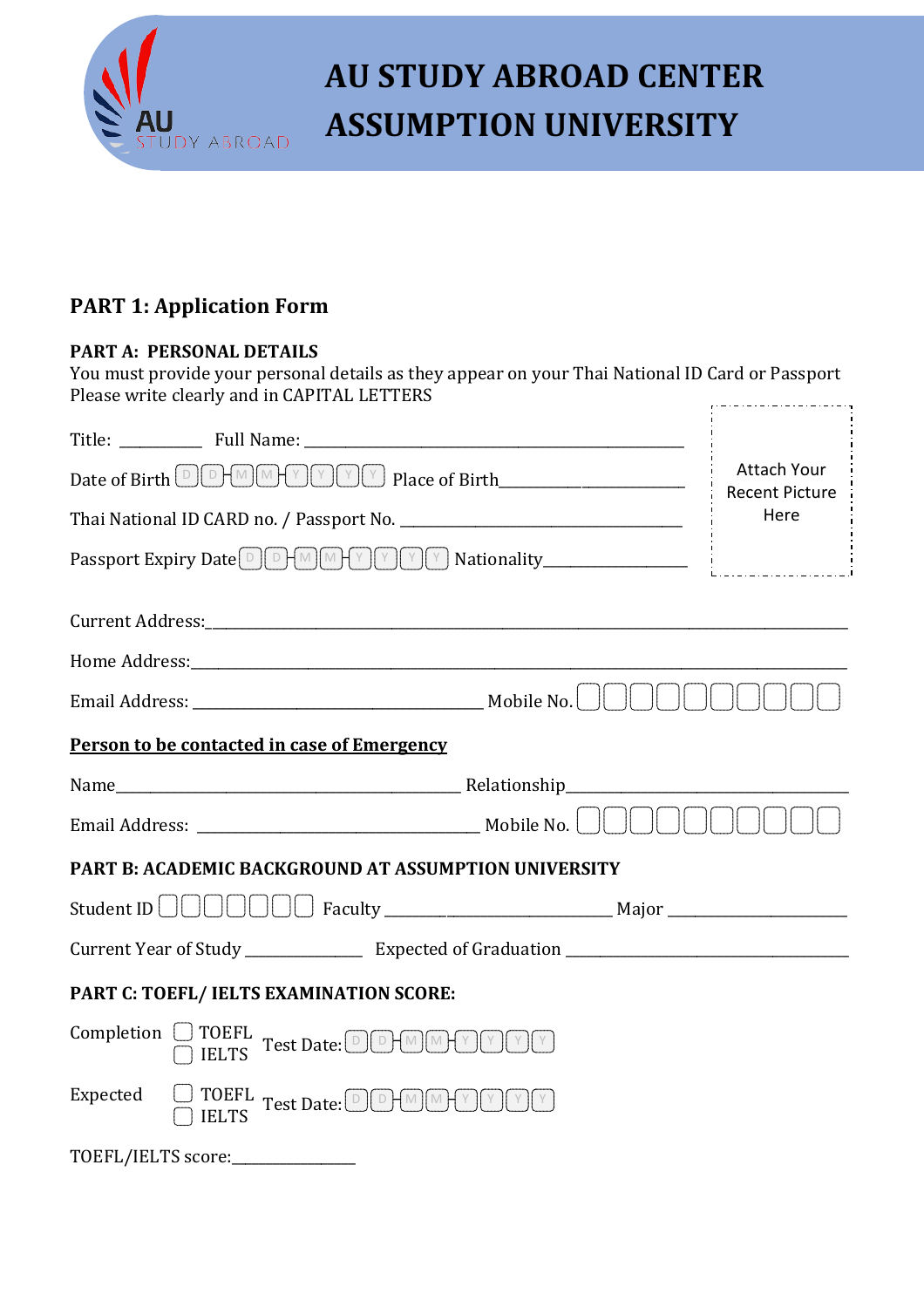# AU STUDY ABROAD CENTER
# ASSUMPTION UNIVERSITY

## PART 1: Application Form

### PART A: PERSONAL DETAILS

You must provide your personal details as they appear on your Thai National ID Card or Passport
Please write clearly and in CAPITAL LETTERS

Attach Your Recent Picture Here

Title: __________ Full Name: ______________________________________________

Date of Birth D D - M M - Y Y Y Y Place of Birth______________________

Thai National ID CARD no. / Passport No. ___________________________________

Passport Expiry Date D D - M M - Y Y Y Y Nationality________________

Current Address:______________________________________________________________________________

Home Address:________________________________________________________________________________

Email Address: ___________________________________ Mobile No. ☐☐☐☐☐☐☐☐☐☐

**Person to be contacted in case of Emergency**

Name_____________________________________________ Relationship________________________________

Email Address: ___________________________________ Mobile No. ☐☐☐☐☐☐☐☐☐☐

### PART B: ACADEMIC BACKGROUND AT ASSUMPTION UNIVERSITY

Student ID ☐☐☐☐☐☐☐ Faculty ___________________________ Major _____________________

Current Year of Study ______________ Expected of Graduation ___________________________________

### PART C: TOEFL/ IELTS EXAMINATION SCORE:

Completion ☐ TOEFL ☐ IELTS Test Date: D D - M M - Y Y Y Y

Expected ☐ TOEFL ☐ IELTS Test Date: D D - M M - Y Y Y Y

TOEFL/IELTS score:_______________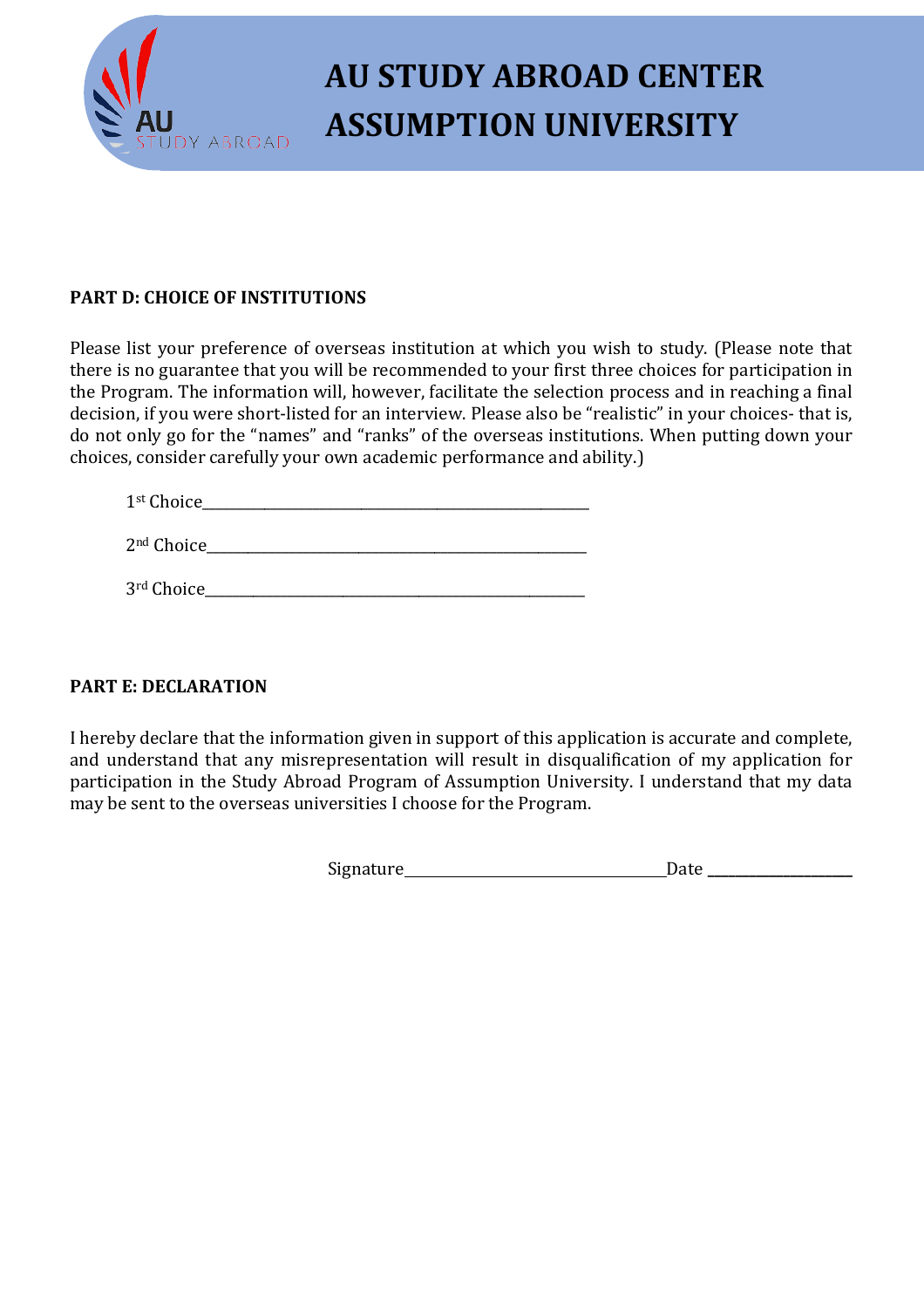# AU STUDY ABROAD CENTER
# ASSUMPTION UNIVERSITY

**PART D: CHOICE OF INSTITUTIONS**

Please list your preference of overseas institution at which you wish to study. (Please note that there is no guarantee that you will be recommended to your first three choices for participation in the Program. The information will, however, facilitate the selection process and in reaching a final decision, if you were short-listed for an interview. Please also be "realistic" in your choices- that is, do not only go for the "names" and "ranks" of the overseas institutions. When putting down your choices, consider carefully your own academic performance and ability.)

1st Choice_______________________________________________

2nd Choice_______________________________________________

3rd Choice_______________________________________________

**PART E: DECLARATION**

I hereby declare that the information given in support of this application is accurate and complete, and understand that any misrepresentation will result in disqualification of my application for participation in the Study Abroad Program of Assumption University. I understand that my data may be sent to the overseas universities I choose for the Program.

Signature_________________________________Date ____________________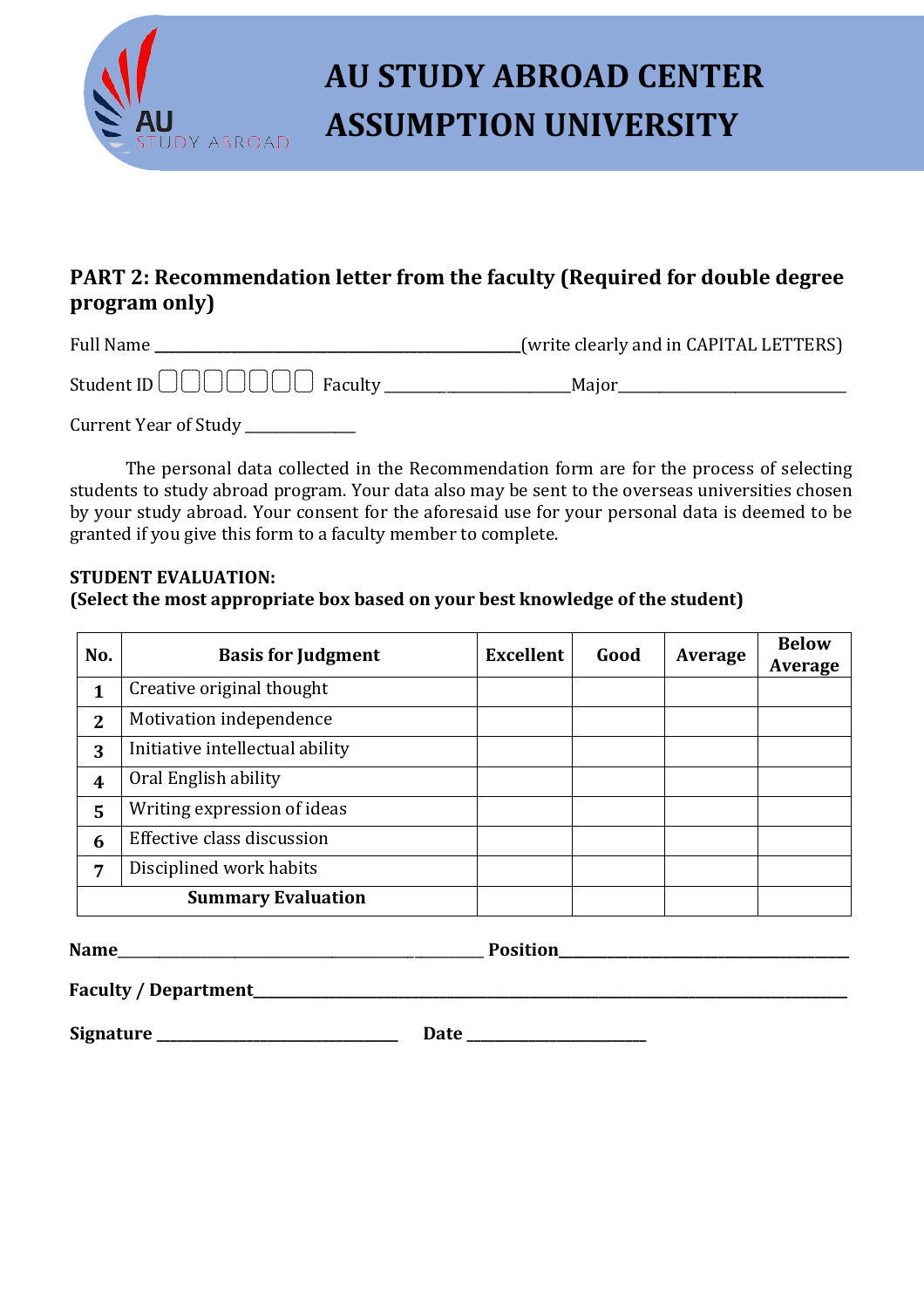# AU STUDY ABROAD CENTER
# ASSUMPTION UNIVERSITY

## PART 2: Recommendation letter from the faculty (Required for double degree program only)

Full Name ______________________________________________(write clearly and in CAPITAL LETTERS)

Student ID ☐☐☐☐☐☐☐ Faculty ________________________Major______________________________

Current Year of Study _____________

The personal data collected in the Recommendation form are for the process of selecting students to study abroad program. Your data also may be sent to the overseas universities chosen by your study abroad. Your consent for the aforesaid use for your personal data is deemed to be granted if you give this form to a faculty member to complete.

**STUDENT EVALUATION:**
**(Select the most appropriate box based on your best knowledge of the student)**

| No. | Basis for Judgment | Excellent | Good | Average | Below Average |
|---|---|---|---|---|---|
| 1 | Creative original thought | | | | |
| 2 | Motivation independence | | | | |
| 3 | Initiative intellectual ability | | | | |
| 4 | Oral English ability | | | | |
| 5 | Writing expression of ideas | | | | |
| 6 | Effective class discussion | | | | |
| 7 | Disciplined work habits | | | | |
| **Summary Evaluation** | | | | | |

**Name**________________________________________________ **Position**______________________________________

**Faculty / Department**_______________________________________________________________________________

**Signature** ______________________________ **Date** ______________________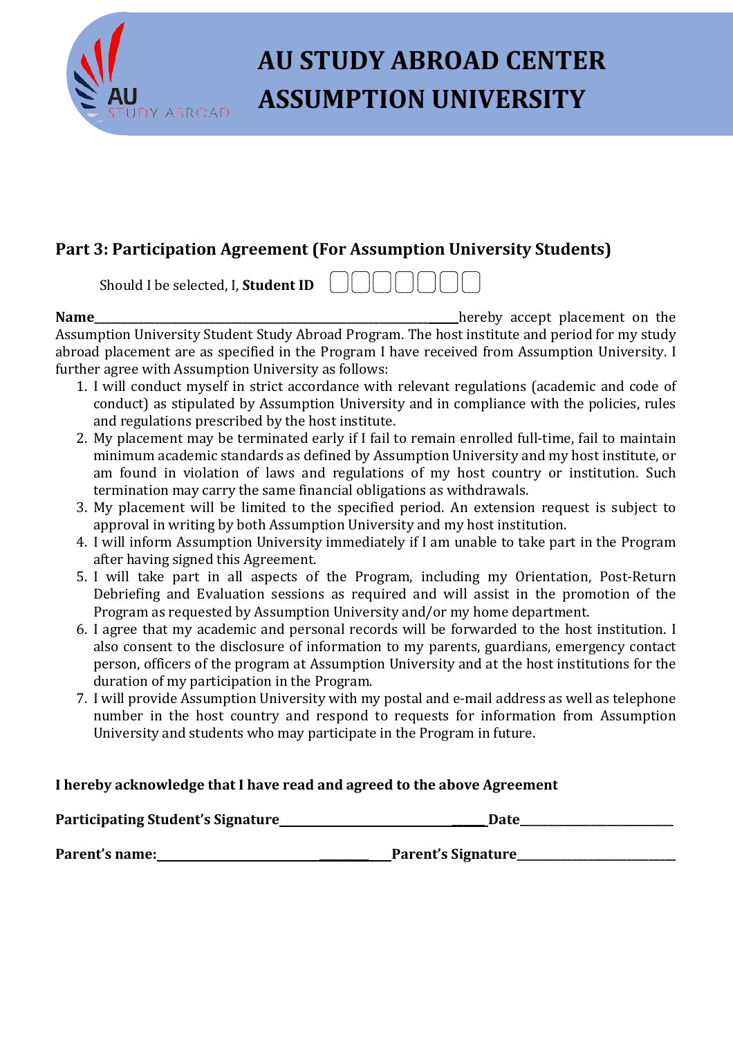# AU STUDY ABROAD CENTER
# ASSUMPTION UNIVERSITY

## Part 3: Participation Agreement (For Assumption University Students)

Should I be selected, I, **Student ID** ☐☐☐☐☐☐☐

**Name**\_\_\_\_\_\_\_\_\_\_\_\_\_\_\_\_\_\_\_\_\_\_\_\_\_\_\_\_\_\_\_\_\_\_\_\_\_\_\_\_\_\_\_\_\_\_\_\_\_\_hereby accept placement on the Assumption University Student Study Abroad Program. The host institute and period for my study abroad placement are as specified in the Program I have received from Assumption University. I further agree with Assumption University as follows:

1. I will conduct myself in strict accordance with relevant regulations (academic and code of conduct) as stipulated by Assumption University and in compliance with the policies, rules and regulations prescribed by the host institute.
2. My placement may be terminated early if I fail to remain enrolled full-time, fail to maintain minimum academic standards as defined by Assumption University and my host institute, or am found in violation of laws and regulations of my host country or institution. Such termination may carry the same financial obligations as withdrawals.
3. My placement will be limited to the specified period. An extension request is subject to approval in writing by both Assumption University and my host institution.
4. I will inform Assumption University immediately if I am unable to take part in the Program after having signed this Agreement.
5. I will take part in all aspects of the Program, including my Orientation, Post-Return Debriefing and Evaluation sessions as required and will assist in the promotion of the Program as requested by Assumption University and/or my home department.
6. I agree that my academic and personal records will be forwarded to the host institution. I also consent to the disclosure of information to my parents, guardians, emergency contact person, officers of the program at Assumption University and at the host institutions for the duration of my participation in the Program.
7. I will provide Assumption University with my postal and e-mail address as well as telephone number in the host country and respond to requests for information from Assumption University and students who may participate in the Program in future.

**I hereby acknowledge that I have read and agreed to the above Agreement**

**Participating Student's Signature**\_\_\_\_\_\_\_\_\_\_\_\_\_\_\_\_\_\_\_\_\_\_\_\_\_\_\_\_\_\_**Date**\_\_\_\_\_\_\_\_\_\_\_\_\_\_\_\_\_\_\_\_\_\_\_\_

**Parent's name:**\_\_\_\_\_\_\_\_\_\_\_\_\_\_\_\_\_\_\_\_\_\_\_\_\_\_\_\_\_\_**Parent's Signature**\_\_\_\_\_\_\_\_\_\_\_\_\_\_\_\_\_\_\_\_\_\_\_\_